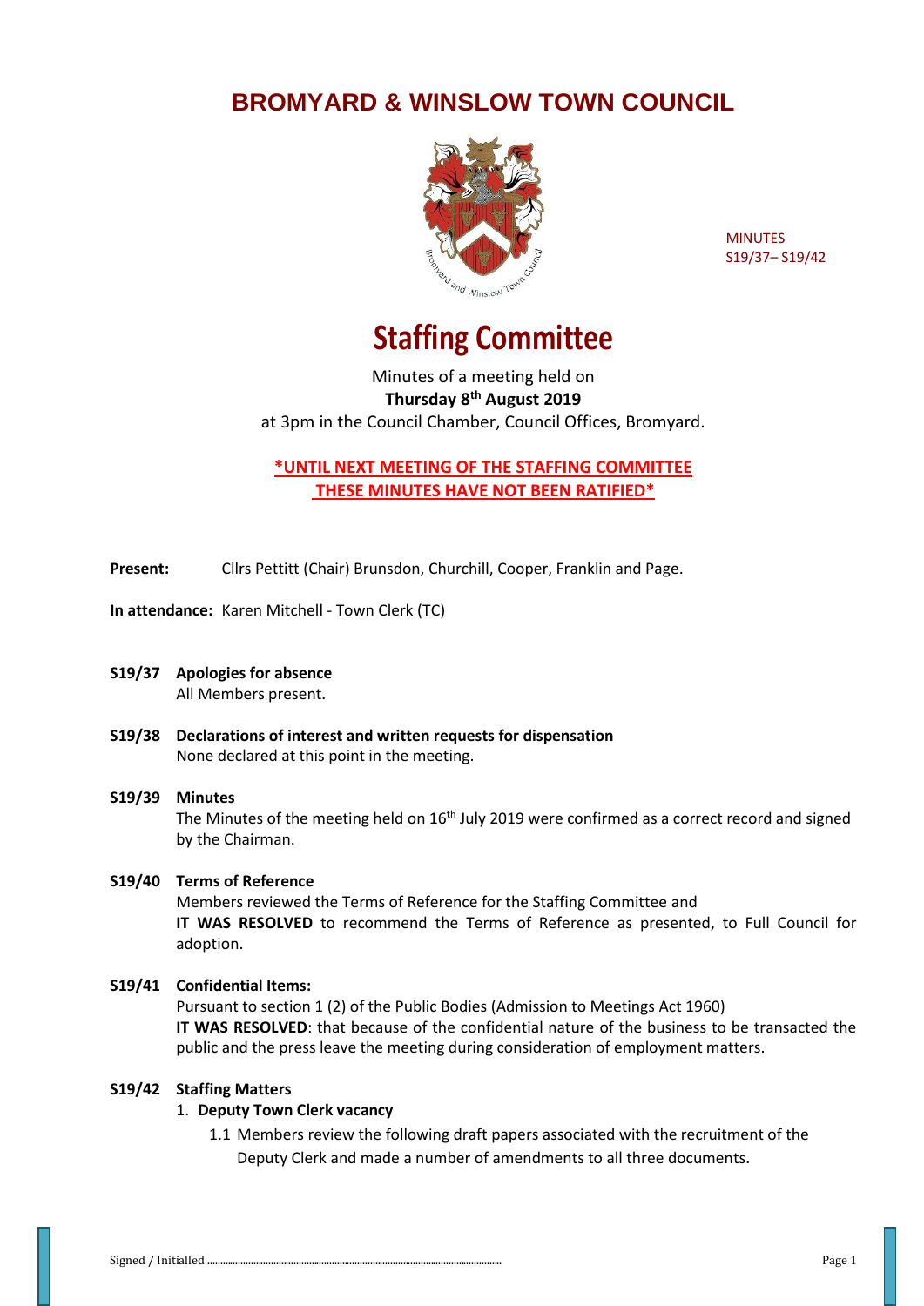# BROMYARD & WINSLOW TOWN COUNCIL

MINUTES
S19/37– S19/42

# Staffing Committee

Minutes of a meeting held on
**Thursday 8th August 2019**
at 3pm in the Council Chamber, Council Offices, Bromyard.

**\*UNTIL NEXT MEETING OF THE STAFFING COMMITTEE THESE MINUTES HAVE NOT BEEN RATIFIED\***

**Present:** Cllrs Pettitt (Chair) Brunsdon, Churchill, Cooper, Franklin and Page.

**In attendance:** Karen Mitchell - Town Clerk (TC)

**S19/37 Apologies for absence**
All Members present.

**S19/38 Declarations of interest and written requests for dispensation**
None declared at this point in the meeting.

**S19/39 Minutes**
The Minutes of the meeting held on 16th July 2019 were confirmed as a correct record and signed by the Chairman.

**S19/40 Terms of Reference**
Members reviewed the Terms of Reference for the Staffing Committee and
**IT WAS RESOLVED** to recommend the Terms of Reference as presented, to Full Council for adoption.

**S19/41 Confidential Items:**
Pursuant to section 1 (2) of the Public Bodies (Admission to Meetings Act 1960)
**IT WAS RESOLVED**: that because of the confidential nature of the business to be transacted the public and the press leave the meeting during consideration of employment matters.

**S19/42 Staffing Matters**

1. **Deputy Town Clerk vacancy**
   1.1 Members review the following draft papers associated with the recruitment of the Deputy Clerk and made a number of amendments to all three documents.

Signed / Initialled ..........................................................................................................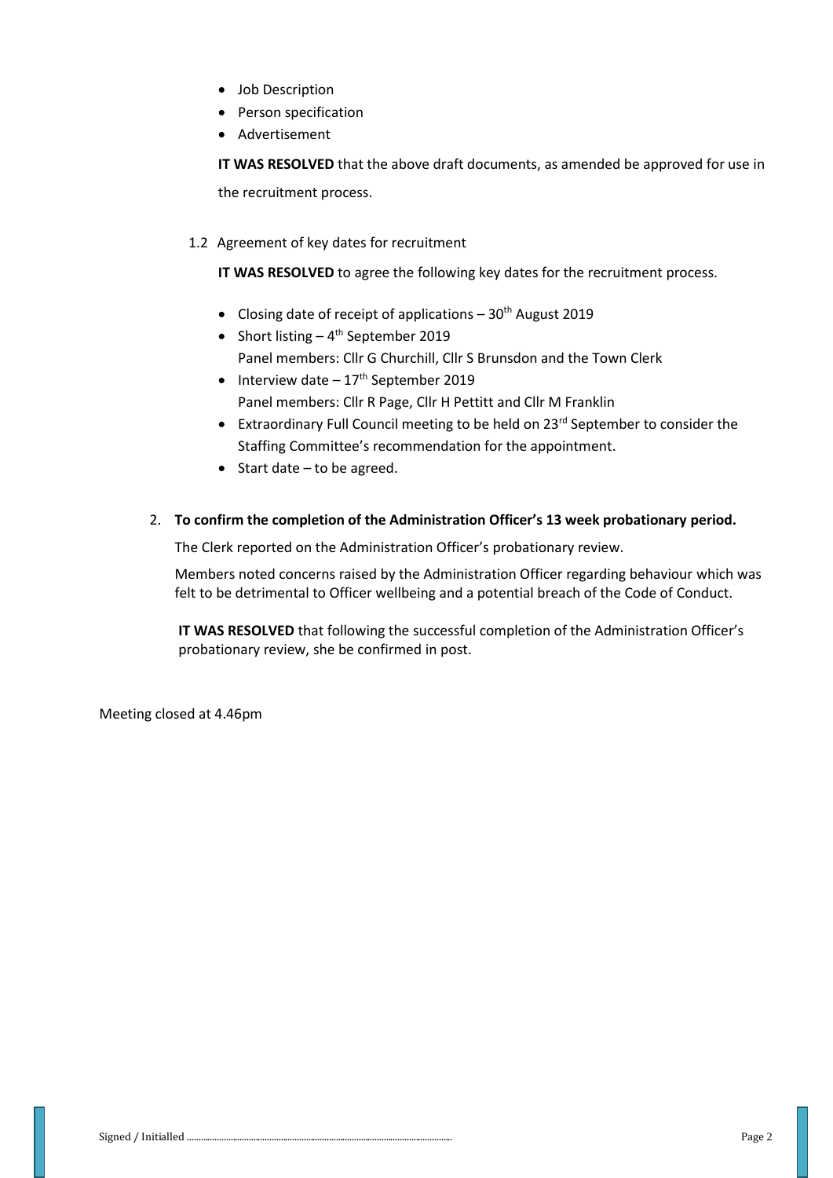- Job Description
- Person specification
- Advertisement

**IT WAS RESOLVED** that the above draft documents, as amended be approved for use in the recruitment process.

1.2 Agreement of key dates for recruitment

**IT WAS RESOLVED** to agree the following key dates for the recruitment process.

- Closing date of receipt of applications – 30th August 2019
- Short listing – 4th September 2019
  Panel members: Cllr G Churchill, Cllr S Brunsdon and the Town Clerk
- Interview date – 17th September 2019
  Panel members: Cllr R Page, Cllr H Pettitt and Cllr M Franklin
- Extraordinary Full Council meeting to be held on 23rd September to consider the Staffing Committee's recommendation for the appointment.
- Start date – to be agreed.

2. **To confirm the completion of the Administration Officer's 13 week probationary period.**

The Clerk reported on the Administration Officer's probationary review.

Members noted concerns raised by the Administration Officer regarding behaviour which was felt to be detrimental to Officer wellbeing and a potential breach of the Code of Conduct.

**IT WAS RESOLVED** that following the successful completion of the Administration Officer's probationary review, she be confirmed in post.

Meeting closed at 4.46pm

Signed / Initialled ..................................................................